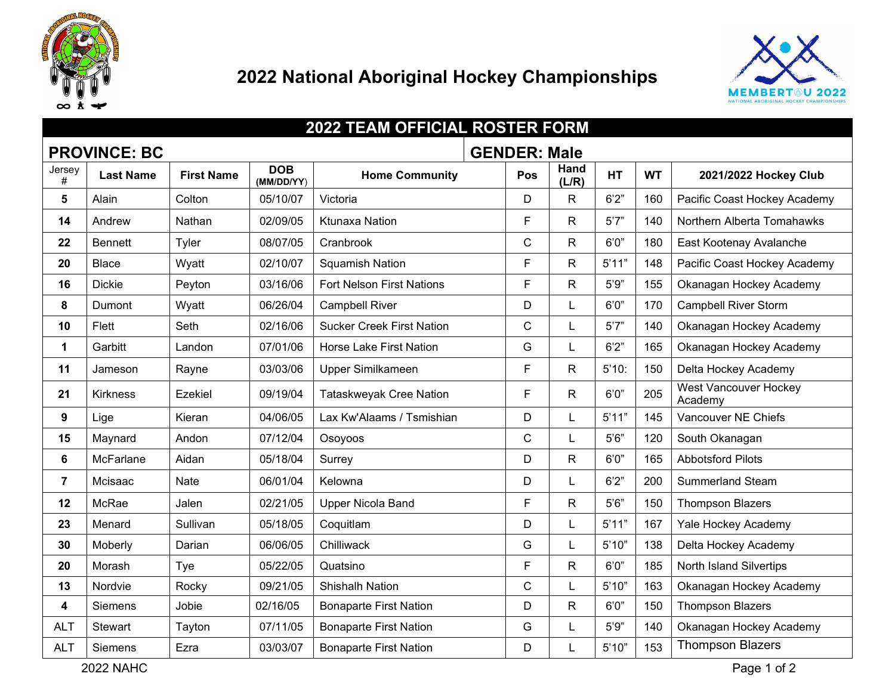# 2022 National Aboriginal Hockey Championships

## 2022 TEAM OFFICIAL ROSTER FORM

**PROVINCE: BC** | **GENDER: Male**

| Jersey # | Last Name | First Name | DOB (MM/DD/YY) | Home Community | Pos | Hand (L/R) | HT | WT | 2021/2022 Hockey Club |
|---|---|---|---|---|---|---|---|---|---|
| 5 | Alain | Colton | 05/10/07 | Victoria | D | R | 6'2" | 160 | Pacific Coast Hockey Academy |
| 14 | Andrew | Nathan | 02/09/05 | Ktunaxa Nation | F | R | 5'7" | 140 | Northern Alberta Tomahawks |
| 22 | Bennett | Tyler | 08/07/05 | Cranbrook | C | R | 6'0" | 180 | East Kootenay Avalanche |
| 20 | Blace | Wyatt | 02/10/07 | Squamish Nation | F | R | 5'11" | 148 | Pacific Coast Hockey Academy |
| 16 | Dickie | Peyton | 03/16/06 | Fort Nelson First Nations | F | R | 5'9" | 155 | Okanagan Hockey Academy |
| 8 | Dumont | Wyatt | 06/26/04 | Campbell River | D | L | 6'0" | 170 | Campbell River Storm |
| 10 | Flett | Seth | 02/16/06 | Sucker Creek First Nation | C | L | 5'7" | 140 | Okanagan Hockey Academy |
| 1 | Garbitt | Landon | 07/01/06 | Horse Lake First Nation | G | L | 6'2" | 165 | Okanagan Hockey Academy |
| 11 | Jameson | Rayne | 03/03/06 | Upper Similkameen | F | R | 5'10: | 150 | Delta Hockey Academy |
| 21 | Kirkness | Ezekiel | 09/19/04 | Tataskweyak Cree Nation | F | R | 6'0" | 205 | West Vancouver Hockey Academy |
| 9 | Lige | Kieran | 04/06/05 | Lax Kw'Alaams / Tsmishian | D | L | 5'11" | 145 | Vancouver NE Chiefs |
| 15 | Maynard | Andon | 07/12/04 | Osoyoos | C | L | 5'6" | 120 | South Okanagan |
| 6 | McFarlane | Aidan | 05/18/04 | Surrey | D | R | 6'0" | 165 | Abbotsford Pilots |
| 7 | Mcisaac | Nate | 06/01/04 | Kelowna | D | L | 6'2" | 200 | Summerland Steam |
| 12 | McRae | Jalen | 02/21/05 | Upper Nicola Band | F | R | 5'6" | 150 | Thompson Blazers |
| 23 | Menard | Sullivan | 05/18/05 | Coquitlam | D | L | 5'11" | 167 | Yale Hockey Academy |
| 30 | Moberly | Darian | 06/06/05 | Chilliwack | G | L | 5'10" | 138 | Delta Hockey Academy |
| 20 | Morash | Tye | 05/22/05 | Quatsino | F | R | 6'0" | 185 | North Island Silvertips |
| 13 | Nordvie | Rocky | 09/21/05 | Shishalh Nation | C | L | 5'10" | 163 | Okanagan Hockey Academy |
| 4 | Siemens | Jobie | 02/16/05 | Bonaparte First Nation | D | R | 6'0" | 150 | Thompson Blazers |
| ALT | Stewart | Tayton | 07/11/05 | Bonaparte First Nation | G | L | 5'9" | 140 | Okanagan Hockey Academy |
| ALT | Siemens | Ezra | 03/03/07 | Bonaparte First Nation | D | L | 5'10" | 153 | Thompson Blazers |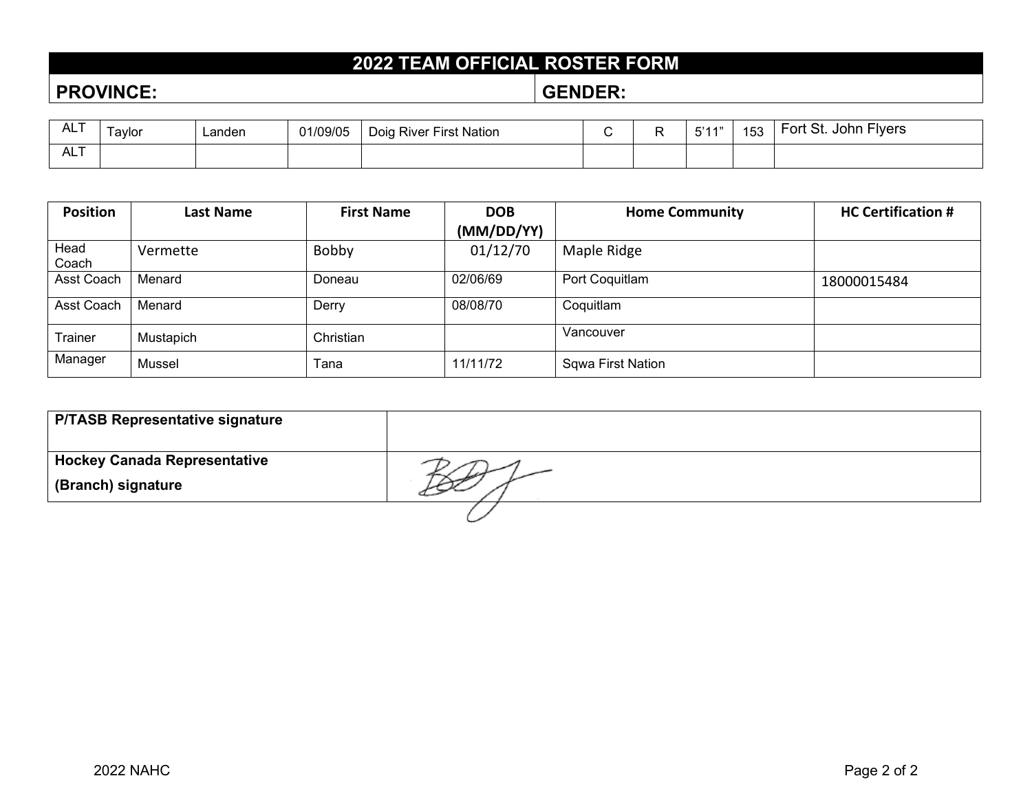## 2022 TEAM OFFICIAL ROSTER FORM

**PROVINCE:** **GENDER:**

| | | | | | | | | | |
|---|---|---|---|---|---|---|---|---|---|
| ALT | Taylor | Landen | 01/09/05 | Doig River First Nation | C | R | 5'11" | 153 | Fort St. John Flyers |
| ALT | | | | | | | | | |

| Position | Last Name | First Name | DOB (MM/DD/YY) | Home Community | HC Certification # |
|---|---|---|---|---|---|
| Head Coach | Vermette | Bobby | 01/12/70 | Maple Ridge | |
| Asst Coach | Menard | Doneau | 02/06/69 | Port Coquitlam | 18000015484 |
| Asst Coach | Menard | Derry | 08/08/70 | Coquitlam | |
| Trainer | Mustapich | Christian | | Vancouver | |
| Manager | Mussel | Tana | 11/11/72 | Sqwa First Nation | |

| | |
|---|---|
| **P/TASB Representative signature** | |
| **Hockey Canada Representative (Branch) signature** | (signature) |